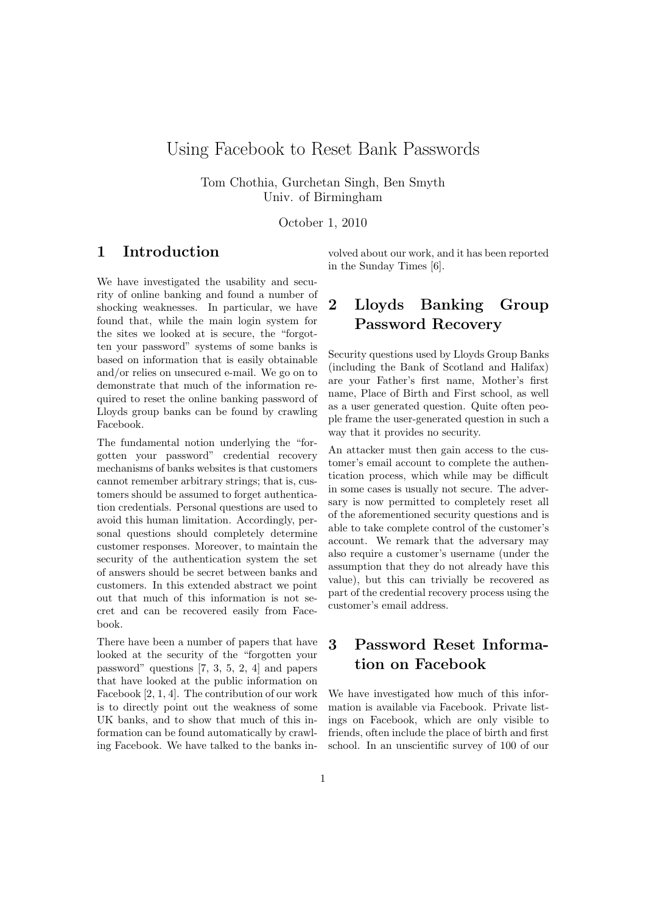# Using Facebook to Reset Bank Passwords

Tom Chothia, Gurchetan Singh, Ben Smyth
Univ. of Birmingham

October 1, 2010

## 1 Introduction

We have investigated the usability and security of online banking and found a number of shocking weaknesses. In particular, we have found that, while the main login system for the sites we looked at is secure, the "forgotten your password" systems of some banks is based on information that is easily obtainable and/or relies on unsecured e-mail. We go on to demonstrate that much of the information required to reset the online banking password of Lloyds group banks can be found by crawling Facebook.

The fundamental notion underlying the "forgotten your password" credential recovery mechanisms of banks websites is that customers cannot remember arbitrary strings; that is, customers should be assumed to forget authentication credentials. Personal questions are used to avoid this human limitation. Accordingly, personal questions should completely determine customer responses. Moreover, to maintain the security of the authentication system the set of answers should be secret between banks and customers. In this extended abstract we point out that much of this information is not secret and can be recovered easily from Facebook.

There have been a number of papers that have looked at the security of the "forgotten your password" questions [7, 3, 5, 2, 4] and papers that have looked at the public information on Facebook [2, 1, 4]. The contribution of our work is to directly point out the weakness of some UK banks, and to show that much of this information can be found automatically by crawling Facebook. We have talked to the banks involved about our work, and it has been reported in the Sunday Times [6].

## 2 Lloyds Banking Group Password Recovery

Security questions used by Lloyds Group Banks (including the Bank of Scotland and Halifax) are your Father's first name, Mother's first name, Place of Birth and First school, as well as a user generated question. Quite often people frame the user-generated question in such a way that it provides no security.

An attacker must then gain access to the customer's email account to complete the authentication process, which while may be difficult in some cases is usually not secure. The adversary is now permitted to completely reset all of the aforementioned security questions and is able to take complete control of the customer's account. We remark that the adversary may also require a customer's username (under the assumption that they do not already have this value), but this can trivially be recovered as part of the credential recovery process using the customer's email address.

## 3 Password Reset Information on Facebook

We have investigated how much of this information is available via Facebook. Private listings on Facebook, which are only visible to friends, often include the place of birth and first school. In an unscientific survey of 100 of our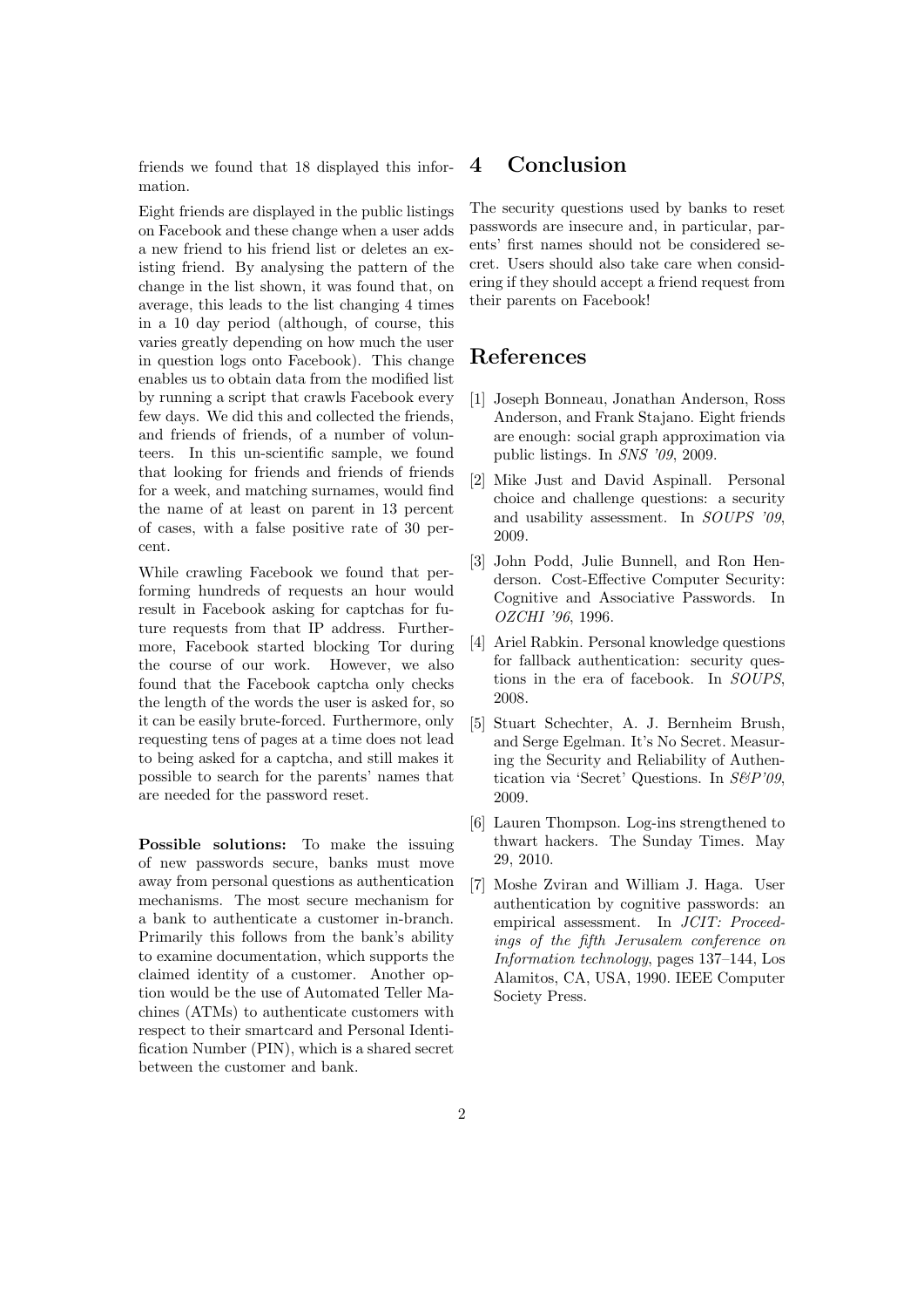friends we found that 18 displayed this information.

Eight friends are displayed in the public listings on Facebook and these change when a user adds a new friend to his friend list or deletes an existing friend. By analysing the pattern of the change in the list shown, it was found that, on average, this leads to the list changing 4 times in a 10 day period (although, of course, this varies greatly depending on how much the user in question logs onto Facebook). This change enables us to obtain data from the modified list by running a script that crawls Facebook every few days. We did this and collected the friends, and friends of friends, of a number of volunteers. In this un-scientific sample, we found that looking for friends and friends of friends for a week, and matching surnames, would find the name of at least on parent in 13 percent of cases, with a false positive rate of 30 percent.

While crawling Facebook we found that performing hundreds of requests an hour would result in Facebook asking for captchas for future requests from that IP address. Furthermore, Facebook started blocking Tor during the course of our work. However, we also found that the Facebook captcha only checks the length of the words the user is asked for, so it can be easily brute-forced. Furthermore, only requesting tens of pages at a time does not lead to being asked for a captcha, and still makes it possible to search for the parents' names that are needed for the password reset.

**Possible solutions:** To make the issuing of new passwords secure, banks must move away from personal questions as authentication mechanisms. The most secure mechanism for a bank to authenticate a customer in-branch. Primarily this follows from the bank's ability to examine documentation, which supports the claimed identity of a customer. Another option would be the use of Automated Teller Machines (ATMs) to authenticate customers with respect to their smartcard and Personal Identification Number (PIN), which is a shared secret between the customer and bank.

# 4 Conclusion

The security questions used by banks to reset passwords are insecure and, in particular, parents' first names should not be considered secret. Users should also take care when considering if they should accept a friend request from their parents on Facebook!

# References

[1] Joseph Bonneau, Jonathan Anderson, Ross Anderson, and Frank Stajano. Eight friends are enough: social graph approximation via public listings. In *SNS '09*, 2009.

[2] Mike Just and David Aspinall. Personal choice and challenge questions: a security and usability assessment. In *SOUPS '09*, 2009.

[3] John Podd, Julie Bunnell, and Ron Henderson. Cost-Effective Computer Security: Cognitive and Associative Passwords. In *OZCHI '96*, 1996.

[4] Ariel Rabkin. Personal knowledge questions for fallback authentication: security questions in the era of facebook. In *SOUPS*, 2008.

[5] Stuart Schechter, A. J. Bernheim Brush, and Serge Egelman. It's No Secret. Measuring the Security and Reliability of Authentication via 'Secret' Questions. In *S&P'09*, 2009.

[6] Lauren Thompson. Log-ins strengthened to thwart hackers. The Sunday Times. May 29, 2010.

[7] Moshe Zviran and William J. Haga. User authentication by cognitive passwords: an empirical assessment. In *JCIT: Proceedings of the fifth Jerusalem conference on Information technology*, pages 137–144, Los Alamitos, CA, USA, 1990. IEEE Computer Society Press.